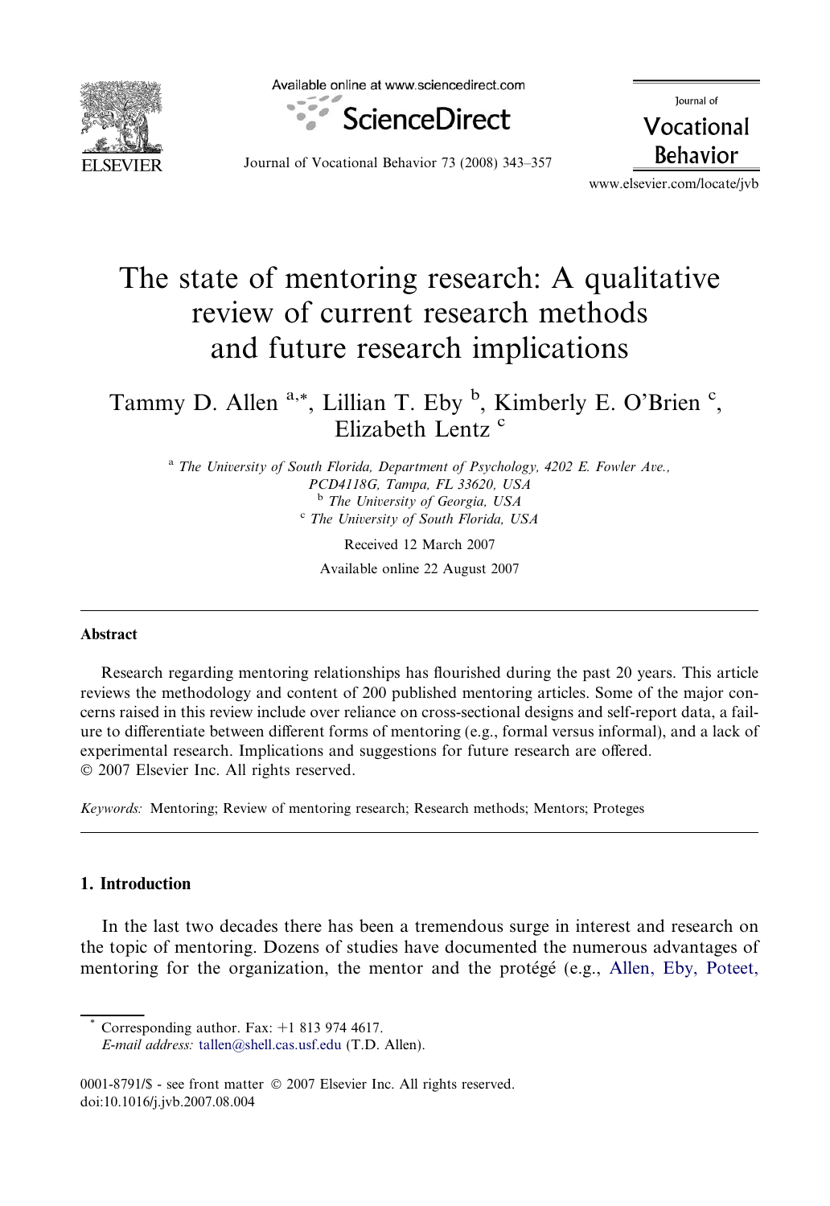# The state of mentoring research: A qualitative review of current research methods and future research implications

Tammy D. Allen [a,*], Lillian T. Eby [b], Kimberly E. O'Brien [c], Elizabeth Lentz [c]

[a] The University of South Florida, Department of Psychology, 4202 E. Fowler Ave., PCD4118G, Tampa, FL 33620, USA
[b] The University of Georgia, USA
[c] The University of South Florida, USA

Received 12 March 2007

Available online 22 August 2007

## Abstract

Research regarding mentoring relationships has flourished during the past 20 years. This article reviews the methodology and content of 200 published mentoring articles. Some of the major concerns raised in this review include over reliance on cross-sectional designs and self-report data, a failure to differentiate between different forms of mentoring (e.g., formal versus informal), and a lack of experimental research. Implications and suggestions for future research are offered.
© 2007 Elsevier Inc. All rights reserved.

*Keywords:* Mentoring; Review of mentoring research; Research methods; Mentors; Proteges

## 1. Introduction

In the last two decades there has been a tremendous surge in interest and research on the topic of mentoring. Dozens of studies have documented the numerous advantages of mentoring for the organization, the mentor and the protégé (e.g., Allen, Eby, Poteet,

---

* Corresponding author. Fax: +1 813 974 4617.
*E-mail address:* tallen@shell.cas.usf.edu (T.D. Allen).

0001-8791/$ - see front matter © 2007 Elsevier Inc. All rights reserved.
doi:10.1016/j.jvb.2007.08.004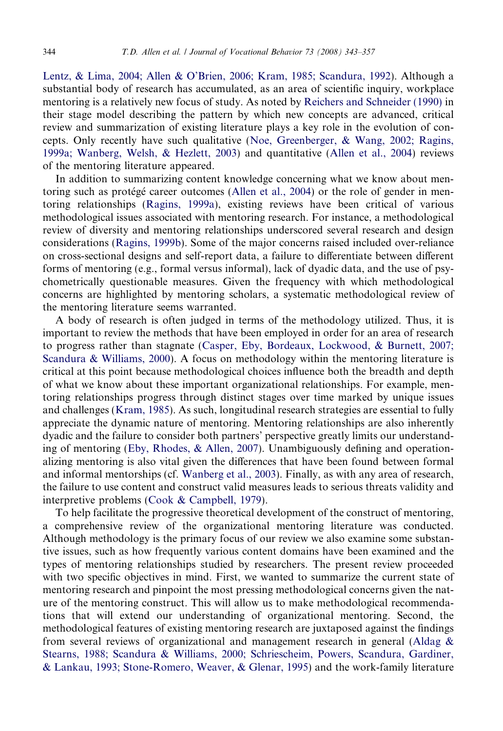Lentz, & Lima, 2004; Allen & O'Brien, 2006; Kram, 1985; Scandura, 1992). Although a substantial body of research has accumulated, as an area of scientific inquiry, workplace mentoring is a relatively new focus of study. As noted by Reichers and Schneider (1990) in their stage model describing the pattern by which new concepts are advanced, critical review and summarization of existing literature plays a key role in the evolution of concepts. Only recently have such qualitative (Noe, Greenberger, & Wang, 2002; Ragins, 1999a; Wanberg, Welsh, & Hezlett, 2003) and quantitative (Allen et al., 2004) reviews of the mentoring literature appeared.

In addition to summarizing content knowledge concerning what we know about mentoring such as protégé career outcomes (Allen et al., 2004) or the role of gender in mentoring relationships (Ragins, 1999a), existing reviews have been critical of various methodological issues associated with mentoring research. For instance, a methodological review of diversity and mentoring relationships underscored several research and design considerations (Ragins, 1999b). Some of the major concerns raised included over-reliance on cross-sectional designs and self-report data, a failure to differentiate between different forms of mentoring (e.g., formal versus informal), lack of dyadic data, and the use of psychometrically questionable measures. Given the frequency with which methodological concerns are highlighted by mentoring scholars, a systematic methodological review of the mentoring literature seems warranted.

A body of research is often judged in terms of the methodology utilized. Thus, it is important to review the methods that have been employed in order for an area of research to progress rather than stagnate (Casper, Eby, Bordeaux, Lockwood, & Burnett, 2007; Scandura & Williams, 2000). A focus on methodology within the mentoring literature is critical at this point because methodological choices influence both the breadth and depth of what we know about these important organizational relationships. For example, mentoring relationships progress through distinct stages over time marked by unique issues and challenges (Kram, 1985). As such, longitudinal research strategies are essential to fully appreciate the dynamic nature of mentoring. Mentoring relationships are also inherently dyadic and the failure to consider both partners' perspective greatly limits our understanding of mentoring (Eby, Rhodes, & Allen, 2007). Unambiguously defining and operationalizing mentoring is also vital given the differences that have been found between formal and informal mentorships (cf. Wanberg et al., 2003). Finally, as with any area of research, the failure to use content and construct valid measures leads to serious threats validity and interpretive problems (Cook & Campbell, 1979).

To help facilitate the progressive theoretical development of the construct of mentoring, a comprehensive review of the organizational mentoring literature was conducted. Although methodology is the primary focus of our review we also examine some substantive issues, such as how frequently various content domains have been examined and the types of mentoring relationships studied by researchers. The present review proceeded with two specific objectives in mind. First, we wanted to summarize the current state of mentoring research and pinpoint the most pressing methodological concerns given the nature of the mentoring construct. This will allow us to make methodological recommendations that will extend our understanding of organizational mentoring. Second, the methodological features of existing mentoring research are juxtaposed against the findings from several reviews of organizational and management research in general (Aldag & Stearns, 1988; Scandura & Williams, 2000; Schriesheim, Powers, Scandura, Gardiner, & Lankau, 1993; Stone-Romero, Weaver, & Glenar, 1995) and the work-family literature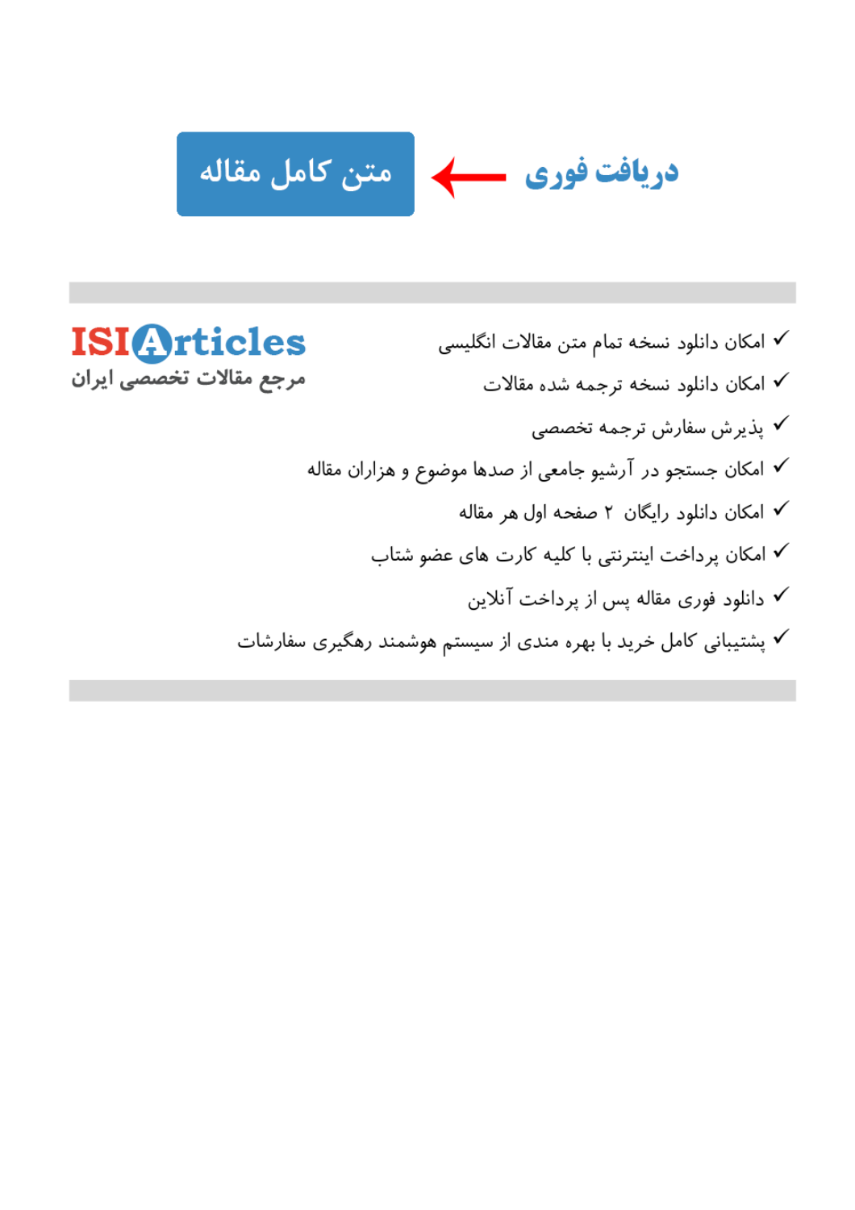دریافت فوری ← **متن کامل مقاله**

**ISIArticles**
مرجع مقالات تخصصی ایران

- ✓ امکان دانلود نسخه تمام متن مقالات انگلیسی
- ✓ امکان دانلود نسخه ترجمه شده مقالات
- ✓ پذیرش سفارش ترجمه تخصصی
- ✓ امکان جستجو در آرشیو جامعی از صدها موضوع و هزاران مقاله
- ✓ امکان دانلود رایگان ۲ صفحه اول هر مقاله
- ✓ امکان پرداخت اینترنتی با کلیه کارت های عضو شتاب
- ✓ دانلود فوری مقاله پس از پرداخت آنلاین
- ✓ پشتیبانی کامل خرید با بهره مندی از سیستم هوشمند رهگیری سفارشات